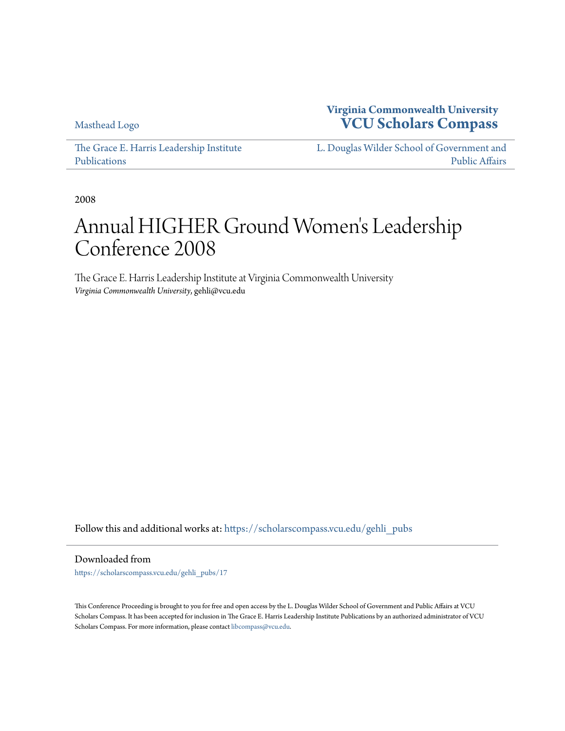Masthead Logo

**Virginia Commonwealth University**
**VCU Scholars Compass**

The Grace E. Harris Leadership Institute Publications

L. Douglas Wilder School of Government and Public Affairs

2008

# Annual HIGHER Ground Women's Leadership Conference 2008

The Grace E. Harris Leadership Institute at Virginia Commonwealth University
*Virginia Commonwealth University*, gehli@vcu.edu

Follow this and additional works at: https://scholarscompass.vcu.edu/gehli_pubs

Downloaded from
https://scholarscompass.vcu.edu/gehli_pubs/17

This Conference Proceeding is brought to you for free and open access by the L. Douglas Wilder School of Government and Public Affairs at VCU Scholars Compass. It has been accepted for inclusion in The Grace E. Harris Leadership Institute Publications by an authorized administrator of VCU Scholars Compass. For more information, please contact libcompass@vcu.edu.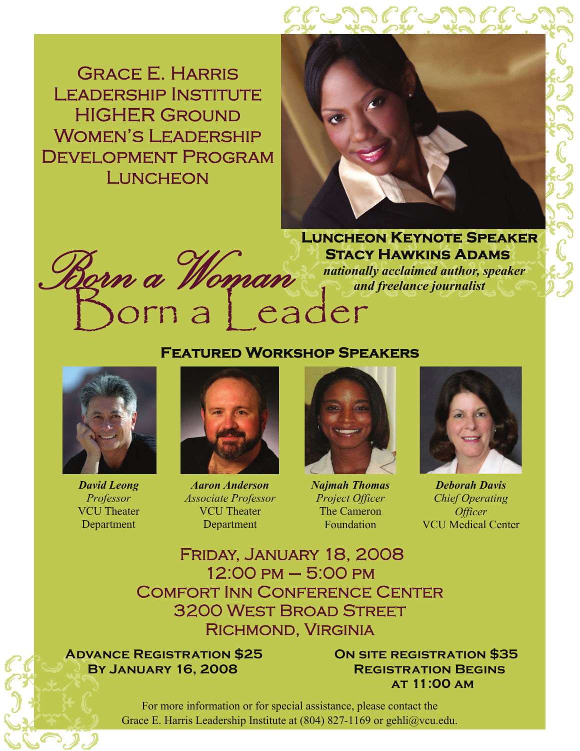# Grace E. Harris Leadership Institute HIGHER Ground Women's Leadership Development Program Luncheon

**Luncheon Keynote Speaker**
**Stacy Hawkins Adams**
***nationally acclaimed author, speaker and freelance journalist***

## Born a Woman Born a Leader

### Featured Workshop Speakers

***David Leong***
*Professor*
VCU Theater Department

***Aaron Anderson***
*Associate Professor*
VCU Theater Department

***Najmah Thomas***
*Project Officer*
The Cameron Foundation

***Deborah Davis***
*Chief Operating Officer*
VCU Medical Center

Friday, January 18, 2008
12:00 pm – 5:00 pm
Comfort Inn Conference Center
3200 West Broad Street
Richmond, Virginia

**Advance Registration $25**
**By January 16, 2008**

**On site registration $35**
**Registration Begins at 11:00 am**

For more information or for special assistance, please contact the Grace E. Harris Leadership Institute at (804) 827-1169 or gehli@vcu.edu.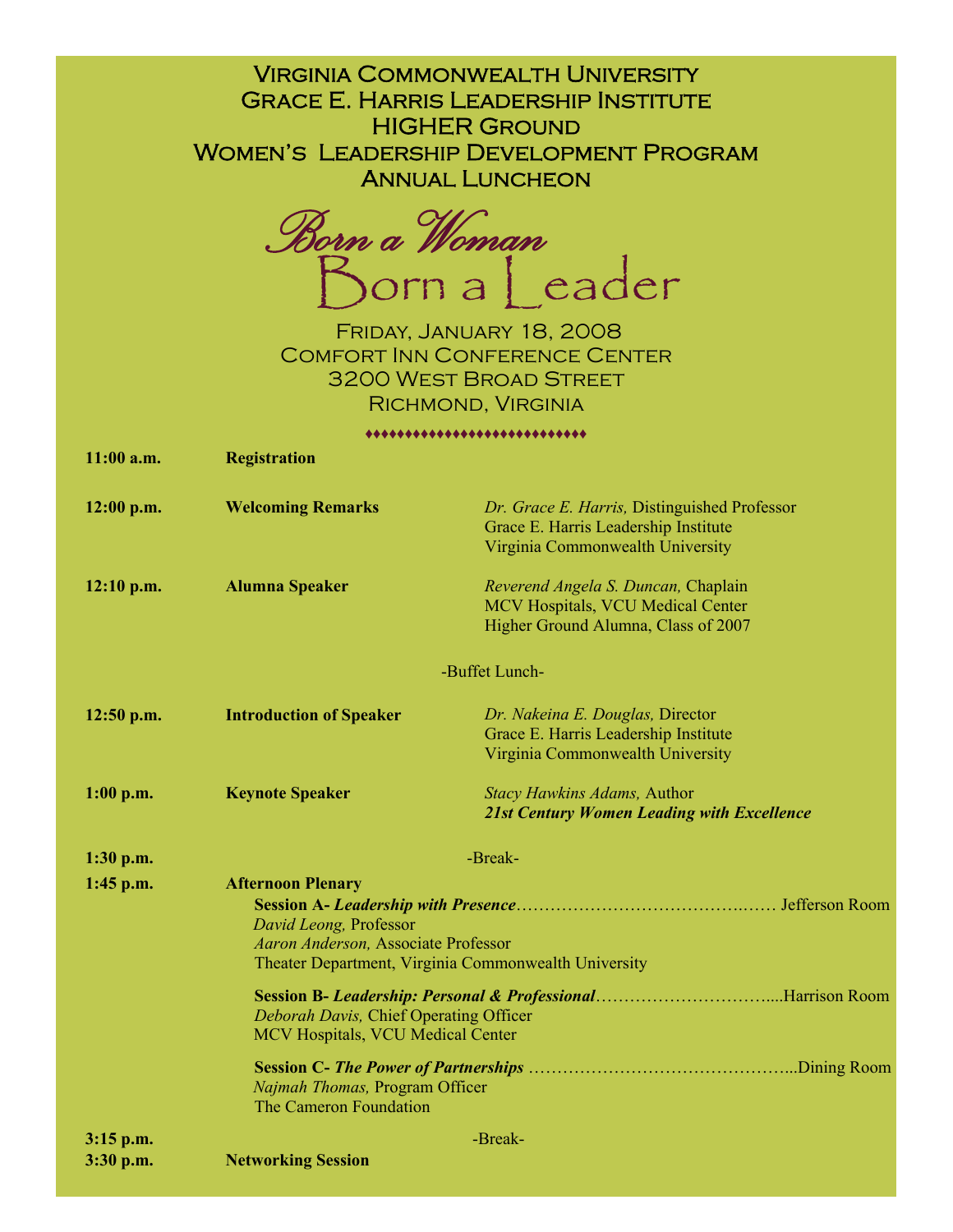# Virginia Commonwealth University
# Grace E. Harris Leadership Institute
# HIGHER Ground
# Women's Leadership Development Program
# Annual Luncheon

## *Born a Woman*
## Born a Leader

Friday, January 18, 2008
Comfort Inn Conference Center
3200 West Broad Street
Richmond, Virginia

♦♦♦♦♦♦♦♦♦♦♦♦♦♦♦♦♦♦♦♦♦♦♦♦♦♦♦♦

**11:00 a.m.** **Registration**

**12:00 p.m.** **Welcoming Remarks**
*Dr. Grace E. Harris,* Distinguished Professor
Grace E. Harris Leadership Institute
Virginia Commonwealth University

**12:10 p.m.** **Alumna Speaker**
*Reverend Angela S. Duncan,* Chaplain
MCV Hospitals, VCU Medical Center
Higher Ground Alumna, Class of 2007

-Buffet Lunch-

**12:50 p.m.** **Introduction of Speaker**
*Dr. Nakeina E. Douglas,* Director
Grace E. Harris Leadership Institute
Virginia Commonwealth University

**1:00 p.m.** **Keynote Speaker**
*Stacy Hawkins Adams,* Author
***21st Century Women Leading with Excellence***

**1:30 p.m.** -Break-

**1:45 p.m.** **Afternoon Plenary**

**Session A- *Leadership with Presence***……………………………………… Jefferson Room
*David Leong,* Professor
*Aaron Anderson,* Associate Professor
Theater Department, Virginia Commonwealth University

**Session B- *Leadership: Personal & Professional***…………………………....Harrison Room
*Deborah Davis,* Chief Operating Officer
MCV Hospitals, VCU Medical Center

**Session C- *The Power of Partnerships*** ………………………………………...Dining Room
*Najmah Thomas,* Program Officer
The Cameron Foundation

**3:15 p.m.** -Break-

**3:30 p.m.** **Networking Session**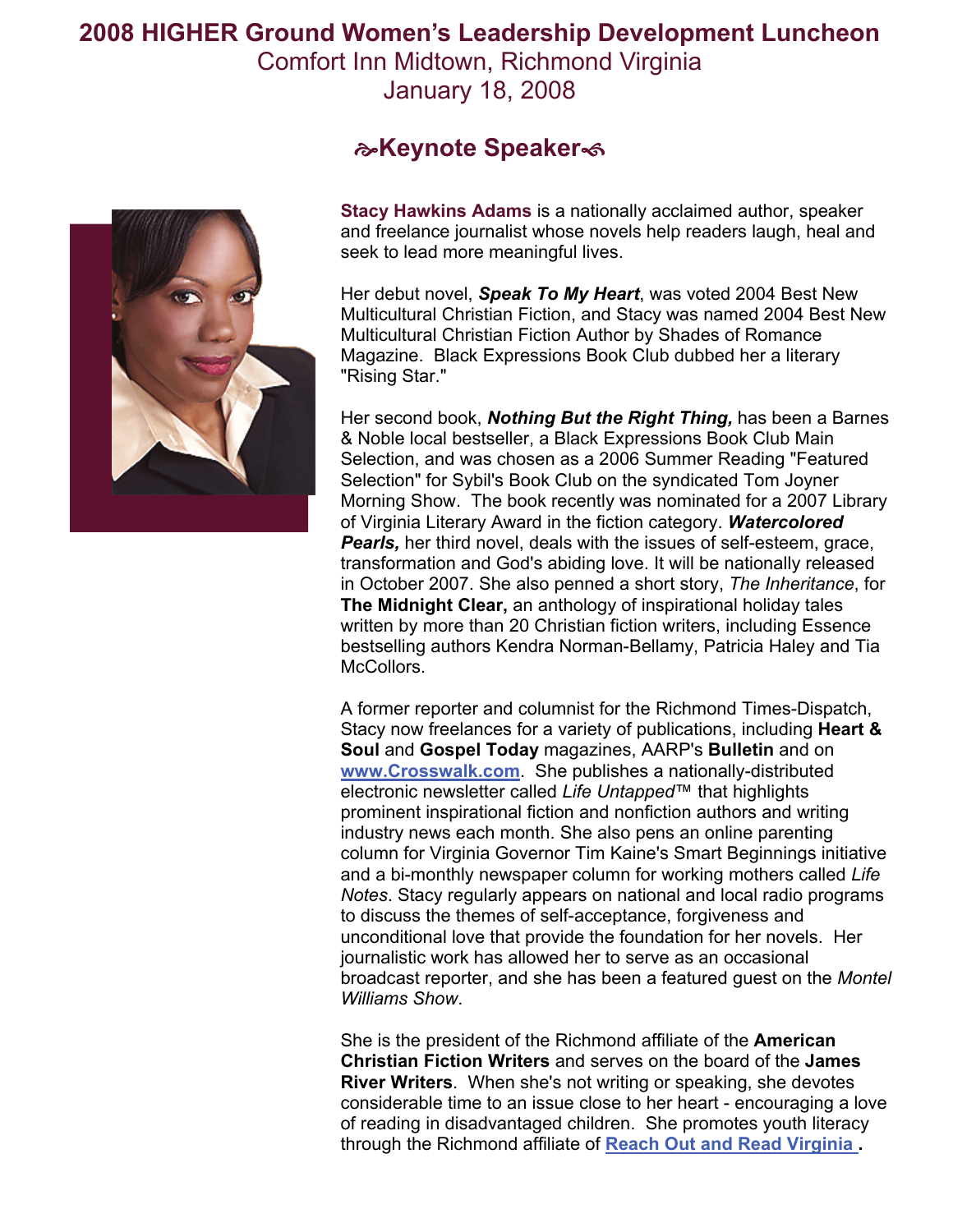# 2008 HIGHER Ground Women's Leadership Development Luncheon

Comfort Inn Midtown, Richmond Virginia
January 18, 2008

## Keynote Speaker

**Stacy Hawkins Adams** is a nationally acclaimed author, speaker and freelance journalist whose novels help readers laugh, heal and seek to lead more meaningful lives.

Her debut novel, ***Speak To My Heart***, was voted 2004 Best New Multicultural Christian Fiction, and Stacy was named 2004 Best New Multicultural Christian Fiction Author by Shades of Romance Magazine. Black Expressions Book Club dubbed her a literary "Rising Star."

Her second book, ***Nothing But the Right Thing,*** has been a Barnes & Noble local bestseller, a Black Expressions Book Club Main Selection, and was chosen as a 2006 Summer Reading "Featured Selection" for Sybil's Book Club on the syndicated Tom Joyner Morning Show. The book recently was nominated for a 2007 Library of Virginia Literary Award in the fiction category. ***Watercolored Pearls,*** her third novel, deals with the issues of self-esteem, grace, transformation and God's abiding love. It will be nationally released in October 2007. She also penned a short story, *The Inheritance*, for **The Midnight Clear,** an anthology of inspirational holiday tales written by more than 20 Christian fiction writers, including Essence bestselling authors Kendra Norman-Bellamy, Patricia Haley and Tia McCollors.

A former reporter and columnist for the Richmond Times-Dispatch, Stacy now freelances for a variety of publications, including **Heart & Soul** and **Gospel Today** magazines, AARP's **Bulletin** and on [www.Crosswalk.com](http://www.Crosswalk.com). She publishes a nationally-distributed electronic newsletter called *Life Untapped*™ that highlights prominent inspirational fiction and nonfiction authors and writing industry news each month. She also pens an online parenting column for Virginia Governor Tim Kaine's Smart Beginnings initiative and a bi-monthly newspaper column for working mothers called *Life Notes*. Stacy regularly appears on national and local radio programs to discuss the themes of self-acceptance, forgiveness and unconditional love that provide the foundation for her novels. Her journalistic work has allowed her to serve as an occasional broadcast reporter, and she has been a featured guest on the *Montel Williams Show*.

She is the president of the Richmond affiliate of the **American Christian Fiction Writers** and serves on the board of the **James River Writers**. When she's not writing or speaking, she devotes considerable time to an issue close to her heart - encouraging a love of reading in disadvantaged children. She promotes youth literacy through the Richmond affiliate of **Reach Out and Read Virginia**.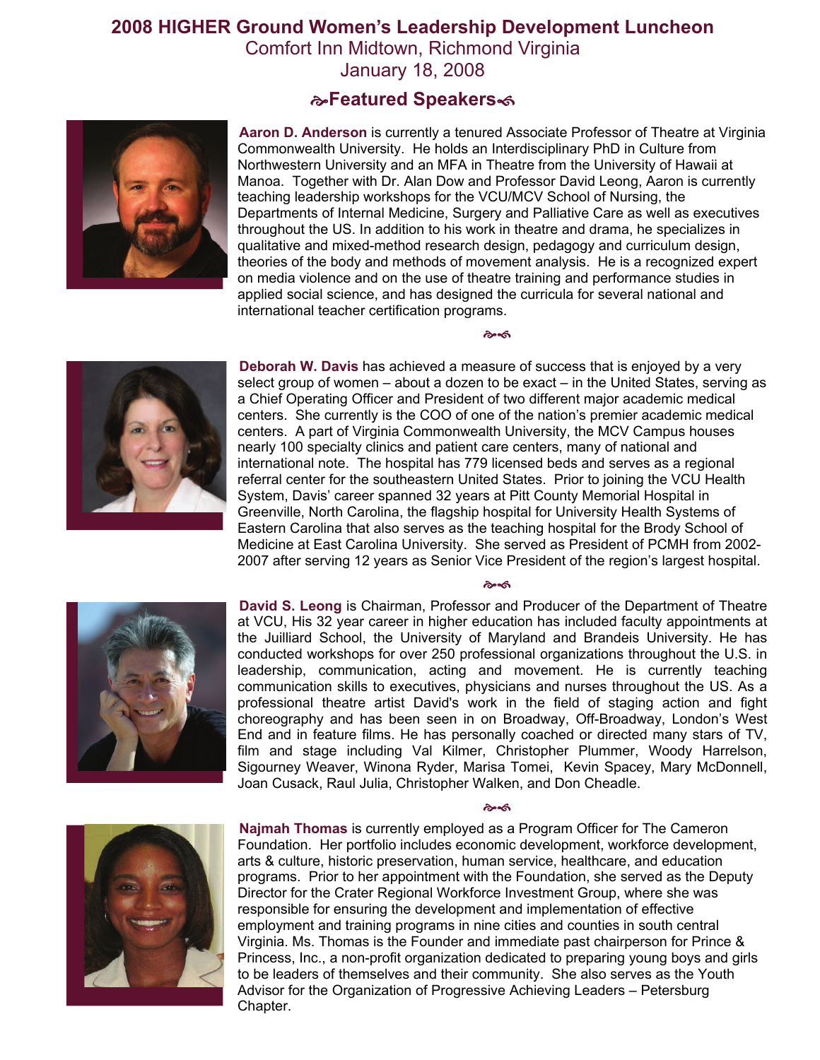# 2008 HIGHER Ground Women's Leadership Development Luncheon

Comfort Inn Midtown, Richmond Virginia

January 18, 2008

## Featured Speakers

**Aaron D. Anderson** is currently a tenured Associate Professor of Theatre at Virginia Commonwealth University. He holds an Interdisciplinary PhD in Culture from Northwestern University and an MFA in Theatre from the University of Hawaii at Manoa. Together with Dr. Alan Dow and Professor David Leong, Aaron is currently teaching leadership workshops for the VCU/MCV School of Nursing, the Departments of Internal Medicine, Surgery and Palliative Care as well as executives throughout the US. In addition to his work in theatre and drama, he specializes in qualitative and mixed-method research design, pedagogy and curriculum design, theories of the body and methods of movement analysis. He is a recognized expert on media violence and on the use of theatre training and performance studies in applied social science, and has designed the curricula for several national and international teacher certification programs.

**Deborah W. Davis** has achieved a measure of success that is enjoyed by a very select group of women – about a dozen to be exact – in the United States, serving as a Chief Operating Officer and President of two different major academic medical centers. She currently is the COO of one of the nation's premier academic medical centers. A part of Virginia Commonwealth University, the MCV Campus houses nearly 100 specialty clinics and patient care centers, many of national and international note. The hospital has 779 licensed beds and serves as a regional referral center for the southeastern United States. Prior to joining the VCU Health System, Davis' career spanned 32 years at Pitt County Memorial Hospital in Greenville, North Carolina, the flagship hospital for University Health Systems of Eastern Carolina that also serves as the teaching hospital for the Brody School of Medicine at East Carolina University. She served as President of PCMH from 2002-2007 after serving 12 years as Senior Vice President of the region's largest hospital.

**David S. Leong** is Chairman, Professor and Producer of the Department of Theatre at VCU, His 32 year career in higher education has included faculty appointments at the Juilliard School, the University of Maryland and Brandeis University. He has conducted workshops for over 250 professional organizations throughout the U.S. in leadership, communication, acting and movement. He is currently teaching communication skills to executives, physicians and nurses throughout the US. As a professional theatre artist David's work in the field of staging action and fight choreography and has been seen in on Broadway, Off-Broadway, London's West End and in feature films. He has personally coached or directed many stars of TV, film and stage including Val Kilmer, Christopher Plummer, Woody Harrelson, Sigourney Weaver, Winona Ryder, Marisa Tomei, Kevin Spacey, Mary McDonnell, Joan Cusack, Raul Julia, Christopher Walken, and Don Cheadle.

**Najmah Thomas** is currently employed as a Program Officer for The Cameron Foundation. Her portfolio includes economic development, workforce development, arts & culture, historic preservation, human service, healthcare, and education programs. Prior to her appointment with the Foundation, she served as the Deputy Director for the Crater Regional Workforce Investment Group, where she was responsible for ensuring the development and implementation of effective employment and training programs in nine cities and counties in south central Virginia. Ms. Thomas is the Founder and immediate past chairperson for Prince & Princess, Inc., a non-profit organization dedicated to preparing young boys and girls to be leaders of themselves and their community. She also serves as the Youth Advisor for the Organization of Progressive Achieving Leaders – Petersburg Chapter.